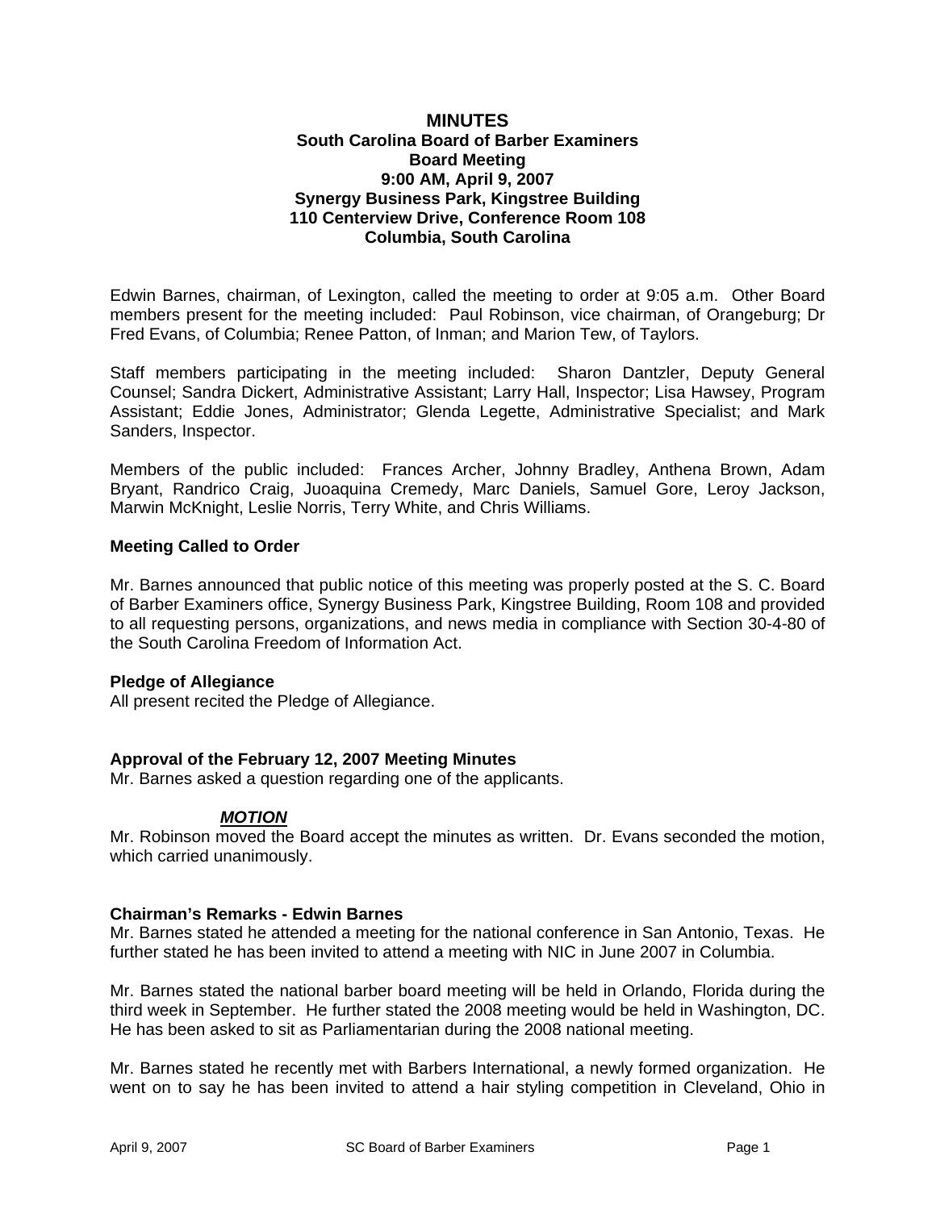# MINUTES

**South Carolina Board of Barber Examiners**
**Board Meeting**
**9:00 AM, April 9, 2007**
**Synergy Business Park, Kingstree Building**
**110 Centerview Drive, Conference Room 108**
**Columbia, South Carolina**

Edwin Barnes, chairman, of Lexington, called the meeting to order at 9:05 a.m. Other Board members present for the meeting included: Paul Robinson, vice chairman, of Orangeburg; Dr Fred Evans, of Columbia; Renee Patton, of Inman; and Marion Tew, of Taylors.

Staff members participating in the meeting included: Sharon Dantzler, Deputy General Counsel; Sandra Dickert, Administrative Assistant; Larry Hall, Inspector; Lisa Hawsey, Program Assistant; Eddie Jones, Administrator; Glenda Legette, Administrative Specialist; and Mark Sanders, Inspector.

Members of the public included: Frances Archer, Johnny Bradley, Anthena Brown, Adam Bryant, Randrico Craig, Juoaquina Cremedy, Marc Daniels, Samuel Gore, Leroy Jackson, Marwin McKnight, Leslie Norris, Terry White, and Chris Williams.

**Meeting Called to Order**

Mr. Barnes announced that public notice of this meeting was properly posted at the S. C. Board of Barber Examiners office, Synergy Business Park, Kingstree Building, Room 108 and provided to all requesting persons, organizations, and news media in compliance with Section 30-4-80 of the South Carolina Freedom of Information Act.

**Pledge of Allegiance**
All present recited the Pledge of Allegiance.

**Approval of the February 12, 2007 Meeting Minutes**
Mr. Barnes asked a question regarding one of the applicants.

***MOTION***
Mr. Robinson moved the Board accept the minutes as written. Dr. Evans seconded the motion, which carried unanimously.

**Chairman's Remarks - Edwin Barnes**
Mr. Barnes stated he attended a meeting for the national conference in San Antonio, Texas. He further stated he has been invited to attend a meeting with NIC in June 2007 in Columbia.

Mr. Barnes stated the national barber board meeting will be held in Orlando, Florida during the third week in September. He further stated the 2008 meeting would be held in Washington, DC. He has been asked to sit as Parliamentarian during the 2008 national meeting.

Mr. Barnes stated he recently met with Barbers International, a newly formed organization. He went on to say he has been invited to attend a hair styling competition in Cleveland, Ohio in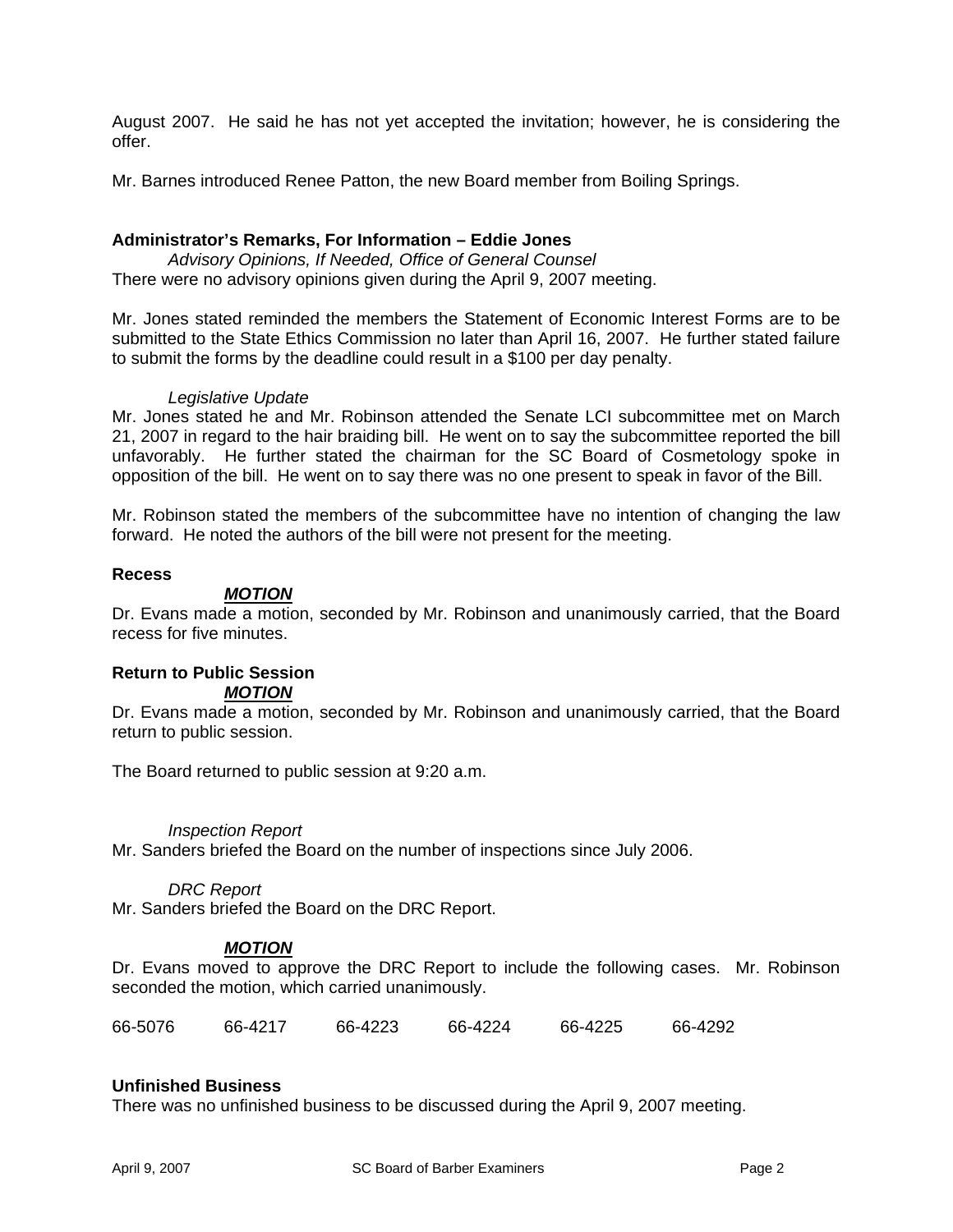August 2007. He said he has not yet accepted the invitation; however, he is considering the offer.

Mr. Barnes introduced Renee Patton, the new Board member from Boiling Springs.

**Administrator's Remarks, For Information – Eddie Jones**

*Advisory Opinions, If Needed, Office of General Counsel*

There were no advisory opinions given during the April 9, 2007 meeting.

Mr. Jones stated reminded the members the Statement of Economic Interest Forms are to be submitted to the State Ethics Commission no later than April 16, 2007. He further stated failure to submit the forms by the deadline could result in a $100 per day penalty.

*Legislative Update*

Mr. Jones stated he and Mr. Robinson attended the Senate LCI subcommittee met on March 21, 2007 in regard to the hair braiding bill. He went on to say the subcommittee reported the bill unfavorably. He further stated the chairman for the SC Board of Cosmetology spoke in opposition of the bill. He went on to say there was no one present to speak in favor of the Bill.

Mr. Robinson stated the members of the subcommittee have no intention of changing the law forward. He noted the authors of the bill were not present for the meeting.

**Recess**

***MOTION***

Dr. Evans made a motion, seconded by Mr. Robinson and unanimously carried, that the Board recess for five minutes.

**Return to Public Session**

***MOTION***

Dr. Evans made a motion, seconded by Mr. Robinson and unanimously carried, that the Board return to public session.

The Board returned to public session at 9:20 a.m.

*Inspection Report*

Mr. Sanders briefed the Board on the number of inspections since July 2006.

*DRC Report*

Mr. Sanders briefed the Board on the DRC Report.

***MOTION***

Dr. Evans moved to approve the DRC Report to include the following cases. Mr. Robinson seconded the motion, which carried unanimously.

66-5076 66-4217 66-4223 66-4224 66-4225 66-4292

**Unfinished Business**

There was no unfinished business to be discussed during the April 9, 2007 meeting.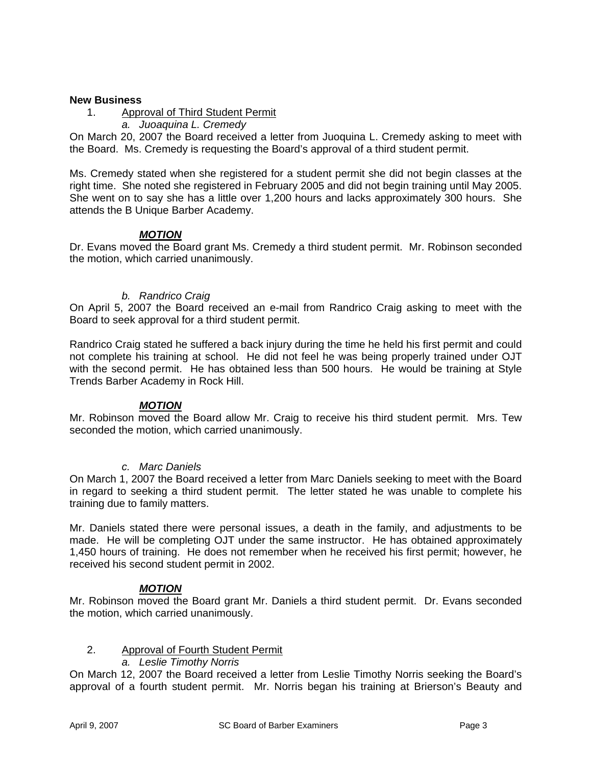**New Business**

1. Approval of Third Student Permit

   *a. Juoaquina L. Cremedy*

On March 20, 2007 the Board received a letter from Juoquina L. Cremedy asking to meet with the Board. Ms. Cremedy is requesting the Board's approval of a third student permit.

Ms. Cremedy stated when she registered for a student permit she did not begin classes at the right time. She noted she registered in February 2005 and did not begin training until May 2005. She went on to say she has a little over 1,200 hours and lacks approximately 300 hours. She attends the B Unique Barber Academy.

***MOTION***

Dr. Evans moved the Board grant Ms. Cremedy a third student permit. Mr. Robinson seconded the motion, which carried unanimously.

*b. Randrico Craig*

On April 5, 2007 the Board received an e-mail from Randrico Craig asking to meet with the Board to seek approval for a third student permit.

Randrico Craig stated he suffered a back injury during the time he held his first permit and could not complete his training at school. He did not feel he was being properly trained under OJT with the second permit. He has obtained less than 500 hours. He would be training at Style Trends Barber Academy in Rock Hill.

***MOTION***

Mr. Robinson moved the Board allow Mr. Craig to receive his third student permit. Mrs. Tew seconded the motion, which carried unanimously.

*c. Marc Daniels*

On March 1, 2007 the Board received a letter from Marc Daniels seeking to meet with the Board in regard to seeking a third student permit. The letter stated he was unable to complete his training due to family matters.

Mr. Daniels stated there were personal issues, a death in the family, and adjustments to be made. He will be completing OJT under the same instructor. He has obtained approximately 1,450 hours of training. He does not remember when he received his first permit; however, he received his second student permit in 2002.

***MOTION***

Mr. Robinson moved the Board grant Mr. Daniels a third student permit. Dr. Evans seconded the motion, which carried unanimously.

2. Approval of Fourth Student Permit

   *a. Leslie Timothy Norris*

On March 12, 2007 the Board received a letter from Leslie Timothy Norris seeking the Board's approval of a fourth student permit. Mr. Norris began his training at Brierson's Beauty and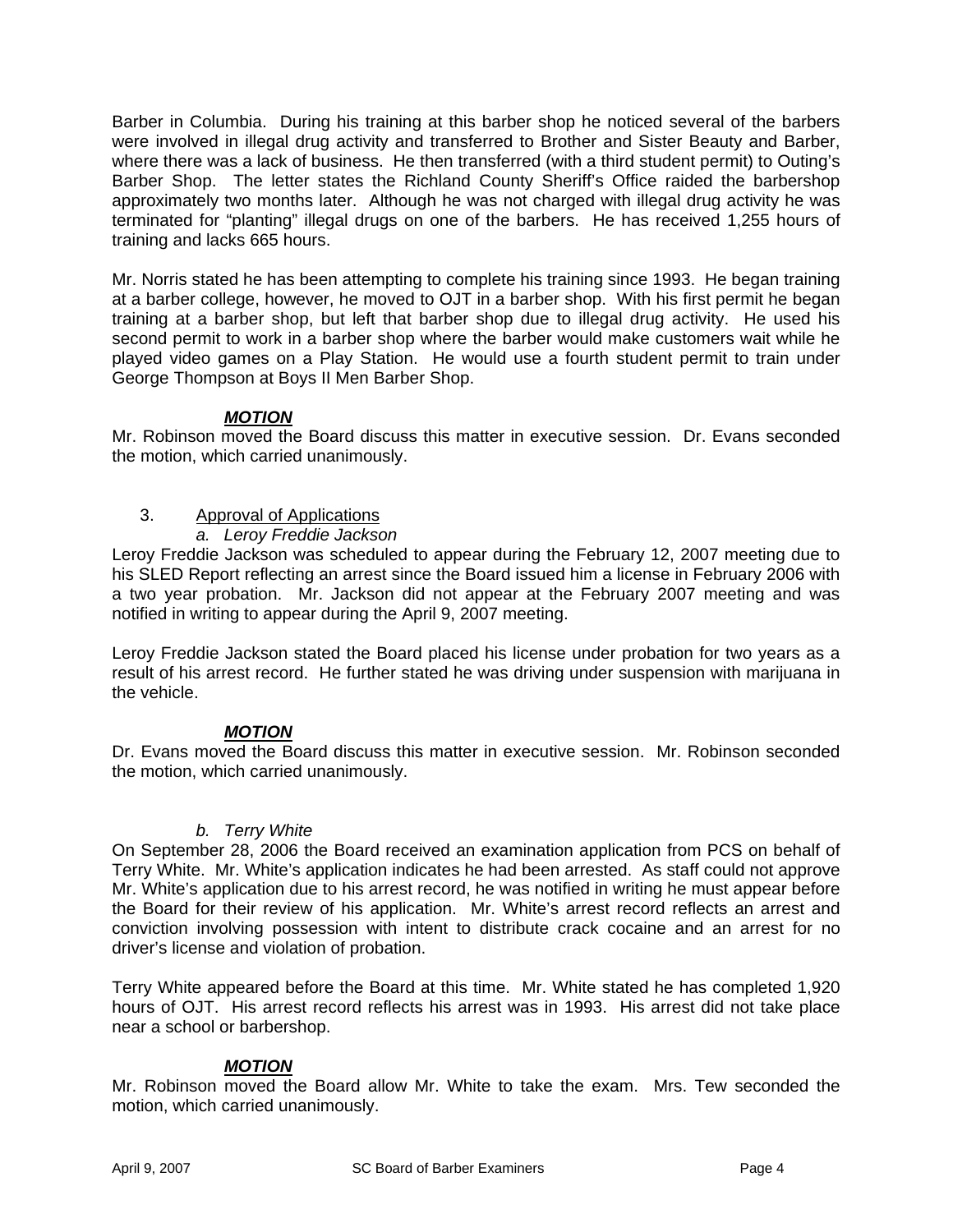Barber in Columbia. During his training at this barber shop he noticed several of the barbers were involved in illegal drug activity and transferred to Brother and Sister Beauty and Barber, where there was a lack of business. He then transferred (with a third student permit) to Outing's Barber Shop. The letter states the Richland County Sheriff's Office raided the barbershop approximately two months later. Although he was not charged with illegal drug activity he was terminated for "planting" illegal drugs on one of the barbers. He has received 1,255 hours of training and lacks 665 hours.

Mr. Norris stated he has been attempting to complete his training since 1993. He began training at a barber college, however, he moved to OJT in a barber shop. With his first permit he began training at a barber shop, but left that barber shop due to illegal drug activity. He used his second permit to work in a barber shop where the barber would make customers wait while he played video games on a Play Station. He would use a fourth student permit to train under George Thompson at Boys II Men Barber Shop.

***MOTION***

Mr. Robinson moved the Board discuss this matter in executive session. Dr. Evans seconded the motion, which carried unanimously.

3. Approval of Applications

*a. Leroy Freddie Jackson*

Leroy Freddie Jackson was scheduled to appear during the February 12, 2007 meeting due to his SLED Report reflecting an arrest since the Board issued him a license in February 2006 with a two year probation. Mr. Jackson did not appear at the February 2007 meeting and was notified in writing to appear during the April 9, 2007 meeting.

Leroy Freddie Jackson stated the Board placed his license under probation for two years as a result of his arrest record. He further stated he was driving under suspension with marijuana in the vehicle.

***MOTION***

Dr. Evans moved the Board discuss this matter in executive session. Mr. Robinson seconded the motion, which carried unanimously.

*b. Terry White*

On September 28, 2006 the Board received an examination application from PCS on behalf of Terry White. Mr. White's application indicates he had been arrested. As staff could not approve Mr. White's application due to his arrest record, he was notified in writing he must appear before the Board for their review of his application. Mr. White's arrest record reflects an arrest and conviction involving possession with intent to distribute crack cocaine and an arrest for no driver's license and violation of probation.

Terry White appeared before the Board at this time. Mr. White stated he has completed 1,920 hours of OJT. His arrest record reflects his arrest was in 1993. His arrest did not take place near a school or barbershop.

***MOTION***

Mr. Robinson moved the Board allow Mr. White to take the exam. Mrs. Tew seconded the motion, which carried unanimously.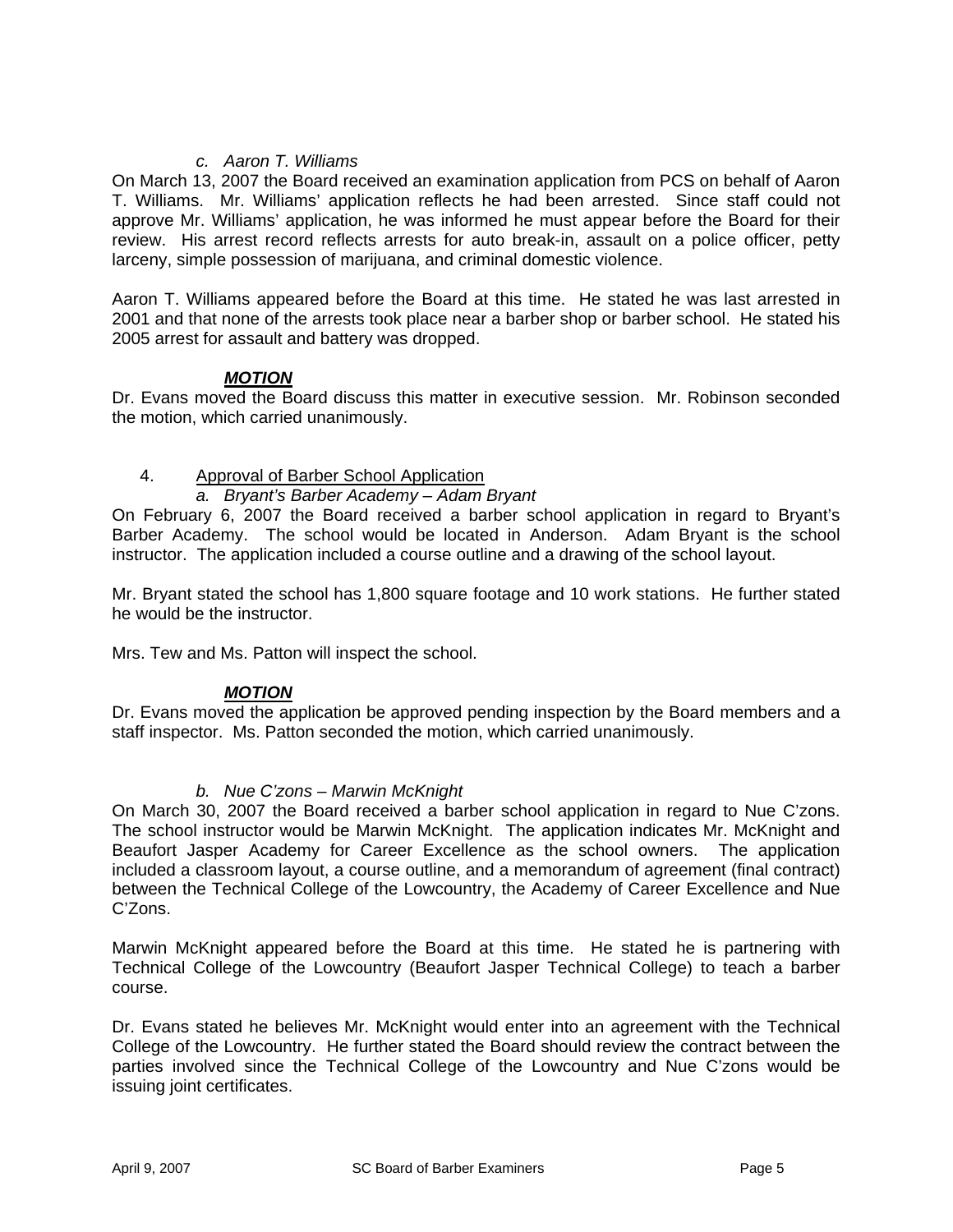*c. Aaron T. Williams*

On March 13, 2007 the Board received an examination application from PCS on behalf of Aaron T. Williams. Mr. Williams' application reflects he had been arrested. Since staff could not approve Mr. Williams' application, he was informed he must appear before the Board for their review. His arrest record reflects arrests for auto break-in, assault on a police officer, petty larceny, simple possession of marijuana, and criminal domestic violence.

Aaron T. Williams appeared before the Board at this time. He stated he was last arrested in 2001 and that none of the arrests took place near a barber shop or barber school. He stated his 2005 arrest for assault and battery was dropped.

***MOTION***

Dr. Evans moved the Board discuss this matter in executive session. Mr. Robinson seconded the motion, which carried unanimously.

4. Approval of Barber School Application

*a. Bryant's Barber Academy – Adam Bryant*

On February 6, 2007 the Board received a barber school application in regard to Bryant's Barber Academy. The school would be located in Anderson. Adam Bryant is the school instructor. The application included a course outline and a drawing of the school layout.

Mr. Bryant stated the school has 1,800 square footage and 10 work stations. He further stated he would be the instructor.

Mrs. Tew and Ms. Patton will inspect the school.

***MOTION***

Dr. Evans moved the application be approved pending inspection by the Board members and a staff inspector. Ms. Patton seconded the motion, which carried unanimously.

*b. Nue C'zons – Marwin McKnight*

On March 30, 2007 the Board received a barber school application in regard to Nue C'zons. The school instructor would be Marwin McKnight. The application indicates Mr. McKnight and Beaufort Jasper Academy for Career Excellence as the school owners. The application included a classroom layout, a course outline, and a memorandum of agreement (final contract) between the Technical College of the Lowcountry, the Academy of Career Excellence and Nue C'Zons.

Marwin McKnight appeared before the Board at this time. He stated he is partnering with Technical College of the Lowcountry (Beaufort Jasper Technical College) to teach a barber course.

Dr. Evans stated he believes Mr. McKnight would enter into an agreement with the Technical College of the Lowcountry. He further stated the Board should review the contract between the parties involved since the Technical College of the Lowcountry and Nue C'zons would be issuing joint certificates.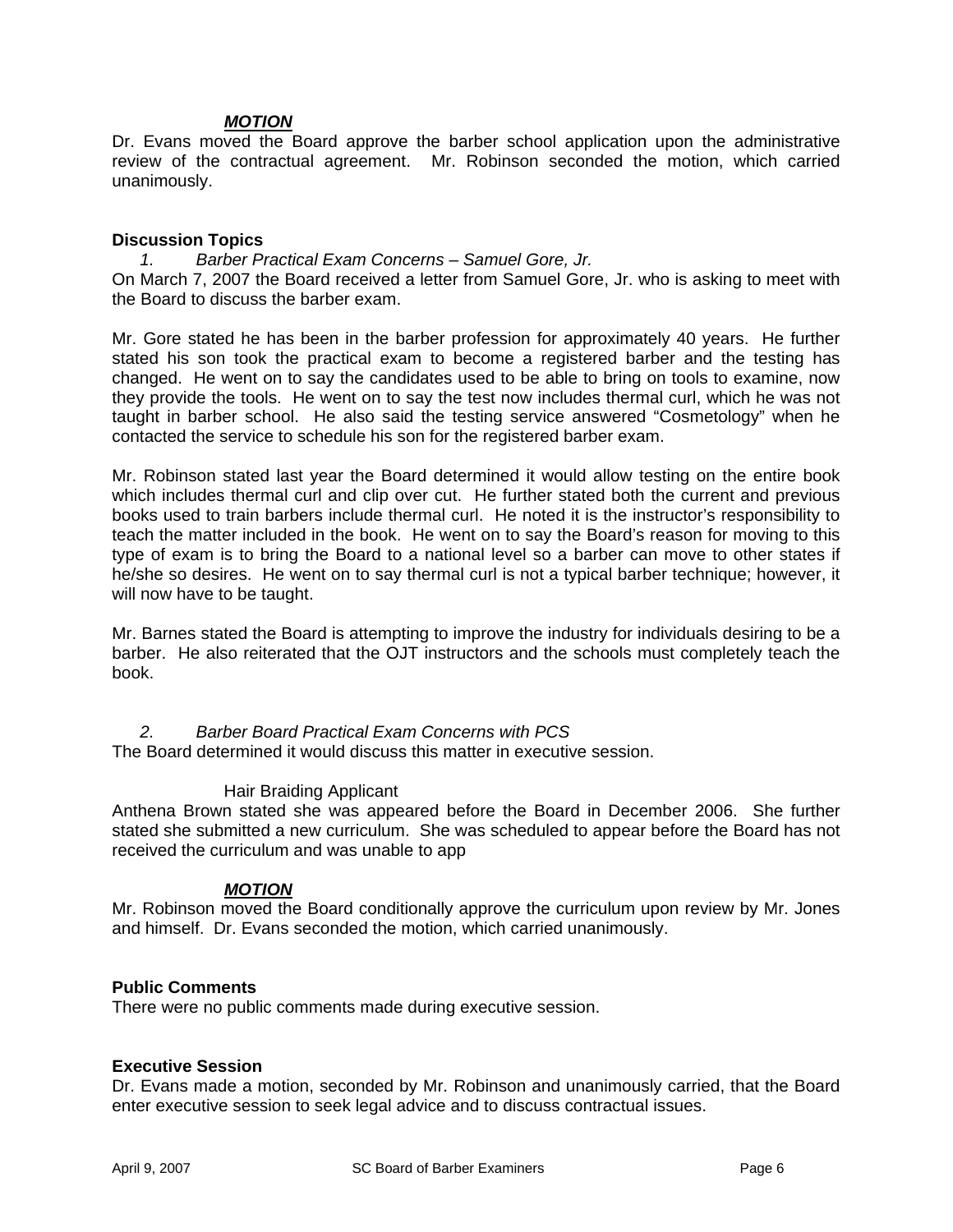***MOTION***

Dr. Evans moved the Board approve the barber school application upon the administrative review of the contractual agreement. Mr. Robinson seconded the motion, which carried unanimously.

**Discussion Topics**

*1. Barber Practical Exam Concerns – Samuel Gore, Jr.*

On March 7, 2007 the Board received a letter from Samuel Gore, Jr. who is asking to meet with the Board to discuss the barber exam.

Mr. Gore stated he has been in the barber profession for approximately 40 years. He further stated his son took the practical exam to become a registered barber and the testing has changed. He went on to say the candidates used to be able to bring on tools to examine, now they provide the tools. He went on to say the test now includes thermal curl, which he was not taught in barber school. He also said the testing service answered "Cosmetology" when he contacted the service to schedule his son for the registered barber exam.

Mr. Robinson stated last year the Board determined it would allow testing on the entire book which includes thermal curl and clip over cut. He further stated both the current and previous books used to train barbers include thermal curl. He noted it is the instructor's responsibility to teach the matter included in the book. He went on to say the Board's reason for moving to this type of exam is to bring the Board to a national level so a barber can move to other states if he/she so desires. He went on to say thermal curl is not a typical barber technique; however, it will now have to be taught.

Mr. Barnes stated the Board is attempting to improve the industry for individuals desiring to be a barber. He also reiterated that the OJT instructors and the schools must completely teach the book.

*2. Barber Board Practical Exam Concerns with PCS*

The Board determined it would discuss this matter in executive session.

Hair Braiding Applicant

Anthena Brown stated she was appeared before the Board in December 2006. She further stated she submitted a new curriculum. She was scheduled to appear before the Board has not received the curriculum and was unable to app

***MOTION***

Mr. Robinson moved the Board conditionally approve the curriculum upon review by Mr. Jones and himself. Dr. Evans seconded the motion, which carried unanimously.

**Public Comments**

There were no public comments made during executive session.

**Executive Session**

Dr. Evans made a motion, seconded by Mr. Robinson and unanimously carried, that the Board enter executive session to seek legal advice and to discuss contractual issues.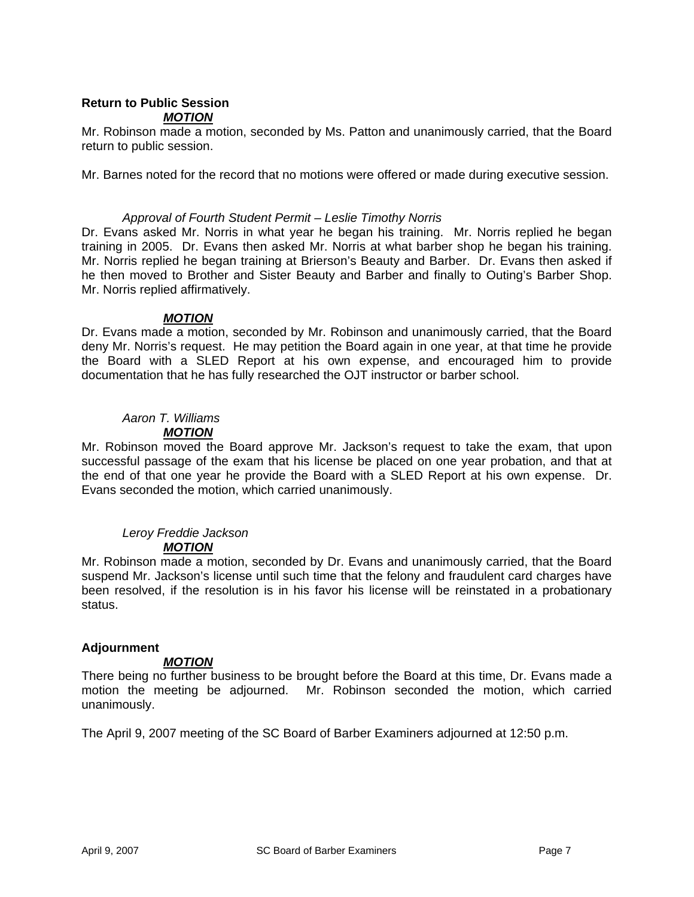**Return to Public Session**

***MOTION***

Mr. Robinson made a motion, seconded by Ms. Patton and unanimously carried, that the Board return to public session.

Mr. Barnes noted for the record that no motions were offered or made during executive session.

*Approval of Fourth Student Permit – Leslie Timothy Norris*

Dr. Evans asked Mr. Norris in what year he began his training. Mr. Norris replied he began training in 2005. Dr. Evans then asked Mr. Norris at what barber shop he began his training. Mr. Norris replied he began training at Brierson's Beauty and Barber. Dr. Evans then asked if he then moved to Brother and Sister Beauty and Barber and finally to Outing's Barber Shop. Mr. Norris replied affirmatively.

***MOTION***

Dr. Evans made a motion, seconded by Mr. Robinson and unanimously carried, that the Board deny Mr. Norris's request. He may petition the Board again in one year, at that time he provide the Board with a SLED Report at his own expense, and encouraged him to provide documentation that he has fully researched the OJT instructor or barber school.

*Aaron T. Williams*

***MOTION***

Mr. Robinson moved the Board approve Mr. Jackson's request to take the exam, that upon successful passage of the exam that his license be placed on one year probation, and that at the end of that one year he provide the Board with a SLED Report at his own expense. Dr. Evans seconded the motion, which carried unanimously.

*Leroy Freddie Jackson*

***MOTION***

Mr. Robinson made a motion, seconded by Dr. Evans and unanimously carried, that the Board suspend Mr. Jackson's license until such time that the felony and fraudulent card charges have been resolved, if the resolution is in his favor his license will be reinstated in a probationary status.

**Adjournment**

***MOTION***

There being no further business to be brought before the Board at this time, Dr. Evans made a motion the meeting be adjourned. Mr. Robinson seconded the motion, which carried unanimously.

The April 9, 2007 meeting of the SC Board of Barber Examiners adjourned at 12:50 p.m.